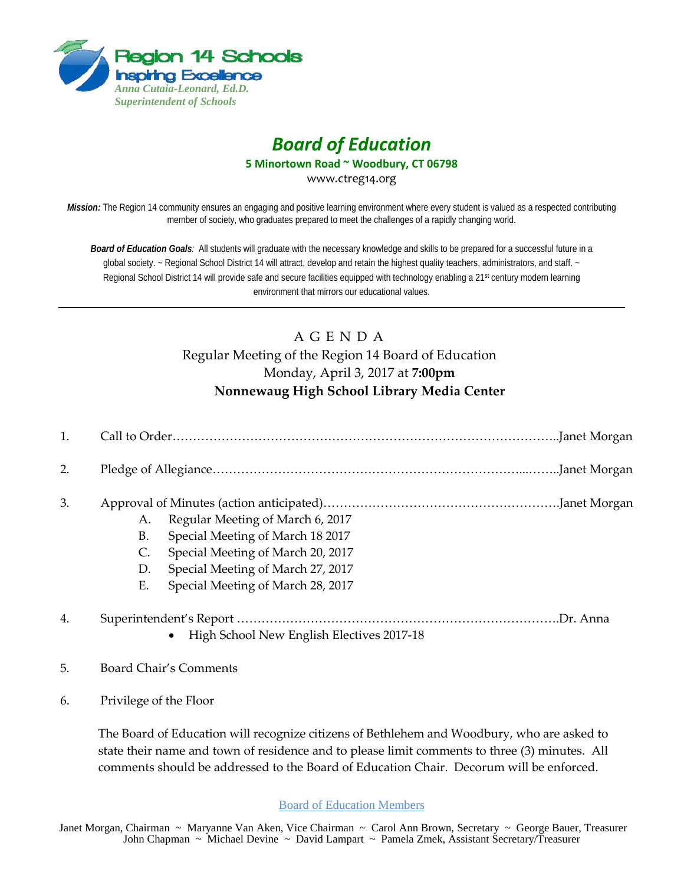**Region 14 Schools**
**Inspiring Excellence**
*Anna Cutaia-Leonard, Ed.D.*
*Superintendent of Schools*

# *Board of Education*

**5 Minortown Road ~ Woodbury, CT 06798**
www.ctreg14.org

***Mission:*** The Region 14 community ensures an engaging and positive learning environment where every student is valued as a respected contributing member of society, who graduates prepared to meet the challenges of a rapidly changing world.

***Board of Education Goals**:* All students will graduate with the necessary knowledge and skills to be prepared for a successful future in a global society. ~ Regional School District 14 will attract, develop and retain the highest quality teachers, administrators, and staff. ~ Regional School District 14 will provide safe and secure facilities equipped with technology enabling a 21st century modern learning environment that mirrors our educational values.

---

## A G E N D A

Regular Meeting of the Region 14 Board of Education
Monday, April 3, 2017 at **7:00pm**
**Nonnewaug High School Library Media Center**

1. Call to Order……………………………………………………………………………..Janet Morgan

2. Pledge of Allegiance…………………………………………………………………...……..Janet Morgan

3. Approval of Minutes (action anticipated)…………………………………………………Janet Morgan
   A. Regular Meeting of March 6, 2017
   B. Special Meeting of March 18 2017
   C. Special Meeting of March 20, 2017
   D. Special Meeting of March 27, 2017
   E. Special Meeting of March 28, 2017

4. Superintendent's Report …………………………………………………………………….Dr. Anna
   - High School New English Electives 2017-18

5. Board Chair's Comments

6. Privilege of the Floor

   The Board of Education will recognize citizens of Bethlehem and Woodbury, who are asked to state their name and town of residence and to please limit comments to three (3) minutes. All comments should be addressed to the Board of Education Chair. Decorum will be enforced.

Board of Education Members

Janet Morgan, Chairman ~ Maryanne Van Aken, Vice Chairman ~ Carol Ann Brown, Secretary ~ George Bauer, Treasurer
John Chapman ~ Michael Devine ~ David Lampart ~ Pamela Zmek, Assistant Secretary/Treasurer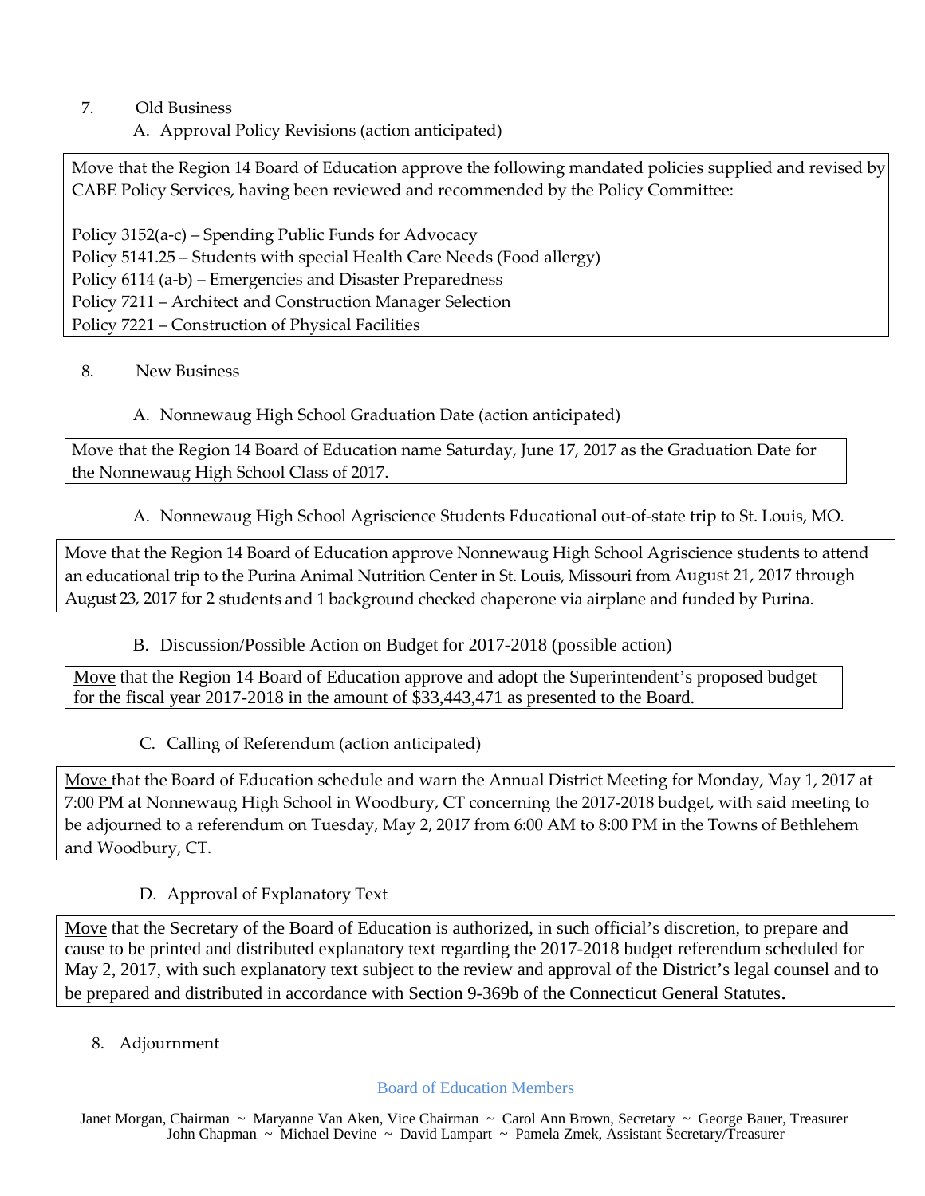7. Old Business

A. Approval Policy Revisions (action anticipated)

Move that the Region 14 Board of Education approve the following mandated policies supplied and revised by CABE Policy Services, having been reviewed and recommended by the Policy Committee:

Policy 3152(a-c) – Spending Public Funds for Advocacy
Policy 5141.25 – Students with special Health Care Needs (Food allergy)
Policy 6114 (a-b) – Emergencies and Disaster Preparedness
Policy 7211 – Architect and Construction Manager Selection
Policy 7221 – Construction of Physical Facilities

8. New Business

A. Nonnewaug High School Graduation Date (action anticipated)

Move that the Region 14 Board of Education name Saturday, June 17, 2017 as the Graduation Date for the Nonnewaug High School Class of 2017.

A. Nonnewaug High School Agriscience Students Educational out-of-state trip to St. Louis, MO.

Move that the Region 14 Board of Education approve Nonnewaug High School Agriscience students to attend an educational trip to the Purina Animal Nutrition Center in St. Louis, Missouri from August 21, 2017 through August 23, 2017 for 2 students and 1 background checked chaperone via airplane and funded by Purina.

B. Discussion/Possible Action on Budget for 2017-2018 (possible action)

Move that the Region 14 Board of Education approve and adopt the Superintendent's proposed budget for the fiscal year 2017-2018 in the amount of $33,443,471 as presented to the Board.

C. Calling of Referendum (action anticipated)

Move that the Board of Education schedule and warn the Annual District Meeting for Monday, May 1, 2017 at 7:00 PM at Nonnewaug High School in Woodbury, CT concerning the 2017-2018 budget, with said meeting to be adjourned to a referendum on Tuesday, May 2, 2017 from 6:00 AM to 8:00 PM in the Towns of Bethlehem and Woodbury, CT.

D. Approval of Explanatory Text

Move that the Secretary of the Board of Education is authorized, in such official's discretion, to prepare and cause to be printed and distributed explanatory text regarding the 2017-2018 budget referendum scheduled for May 2, 2017, with such explanatory text subject to the review and approval of the District's legal counsel and to be prepared and distributed in accordance with Section 9-369b of the Connecticut General Statutes.

8. Adjournment

Board of Education Members

Janet Morgan, Chairman ~ Maryanne Van Aken, Vice Chairman ~ Carol Ann Brown, Secretary ~ George Bauer, Treasurer
John Chapman ~ Michael Devine ~ David Lampart ~ Pamela Zmek, Assistant Secretary/Treasurer